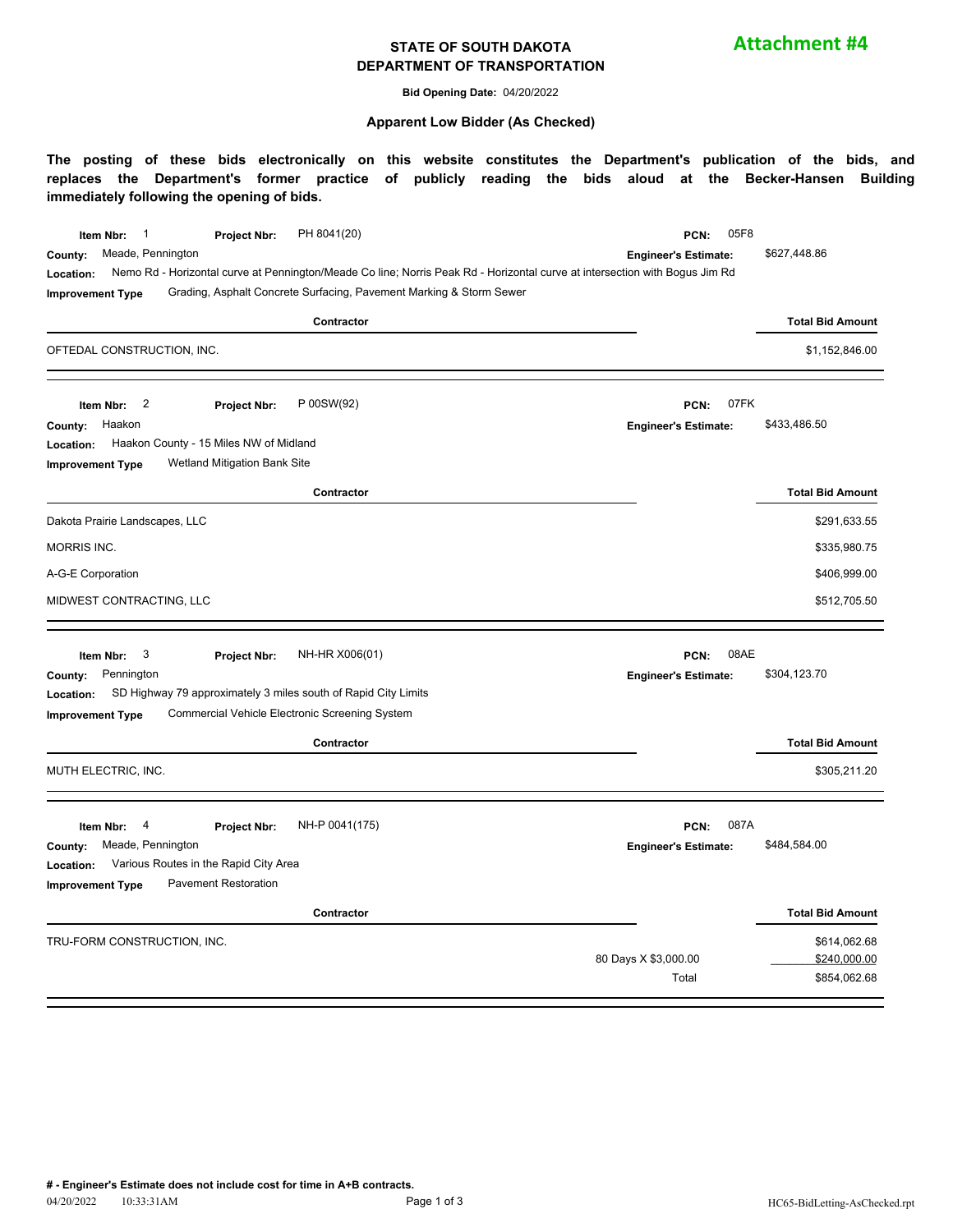**Attachment #4**

# STATE OF SOUTH DAKOTA
# DEPARTMENT OF TRANSPORTATION

**Bid Opening Date:** 04/20/2022

**Apparent Low Bidder (As Checked)**

**The posting of these bids electronically on this website constitutes the Department's publication of the bids, and replaces the Department's former practice of publicly reading the bids aloud at the Becker-Hansen Building immediately following the opening of bids.**

**Item Nbr:** 1 **Project Nbr:** PH 8041(20) **PCN:** 05F8
**County:** Meade, Pennington **Engineer's Estimate:** $627,448.86
**Location:** Nemo Rd - Horizontal curve at Pennington/Meade Co line; Norris Peak Rd - Horizontal curve at intersection with Bogus Jim Rd
**Improvement Type** Grading, Asphalt Concrete Surfacing, Pavement Marking & Storm Sewer

| Contractor | Total Bid Amount |
|---|---|
| OFTEDAL CONSTRUCTION, INC. | $1,152,846.00 |

**Item Nbr:** 2 **Project Nbr:** P 00SW(92) **PCN:** 07FK
**County:** Haakon **Engineer's Estimate:** $433,486.50
**Location:** Haakon County - 15 Miles NW of Midland
**Improvement Type** Wetland Mitigation Bank Site

| Contractor | Total Bid Amount |
|---|---|
| Dakota Prairie Landscapes, LLC | $291,633.55 |
| MORRIS INC. | $335,980.75 |
| A-G-E Corporation | $406,999.00 |
| MIDWEST CONTRACTING, LLC | $512,705.50 |

**Item Nbr:** 3 **Project Nbr:** NH-HR X006(01) **PCN:** 08AE
**County:** Pennington **Engineer's Estimate:** $304,123.70
**Location:** SD Highway 79 approximately 3 miles south of Rapid City Limits
**Improvement Type** Commercial Vehicle Electronic Screening System

| Contractor | Total Bid Amount |
|---|---|
| MUTH ELECTRIC, INC. | $305,211.20 |

**Item Nbr:** 4 **Project Nbr:** NH-P 0041(175) **PCN:** 087A
**County:** Meade, Pennington **Engineer's Estimate:** $484,584.00
**Location:** Various Routes in the Rapid City Area
**Improvement Type** Pavement Restoration

| Contractor | | Total Bid Amount |
|---|---|---|
| TRU-FORM CONSTRUCTION, INC. | | $614,062.68 |
| | 80 Days X $3,000.00 | $240,000.00 |
| | Total | $854,062.68 |

**# - Engineer's Estimate does not include cost for time in A+B contracts.**

04/20/2022 10:33:31AM HC65-BidLetting-AsChecked.rpt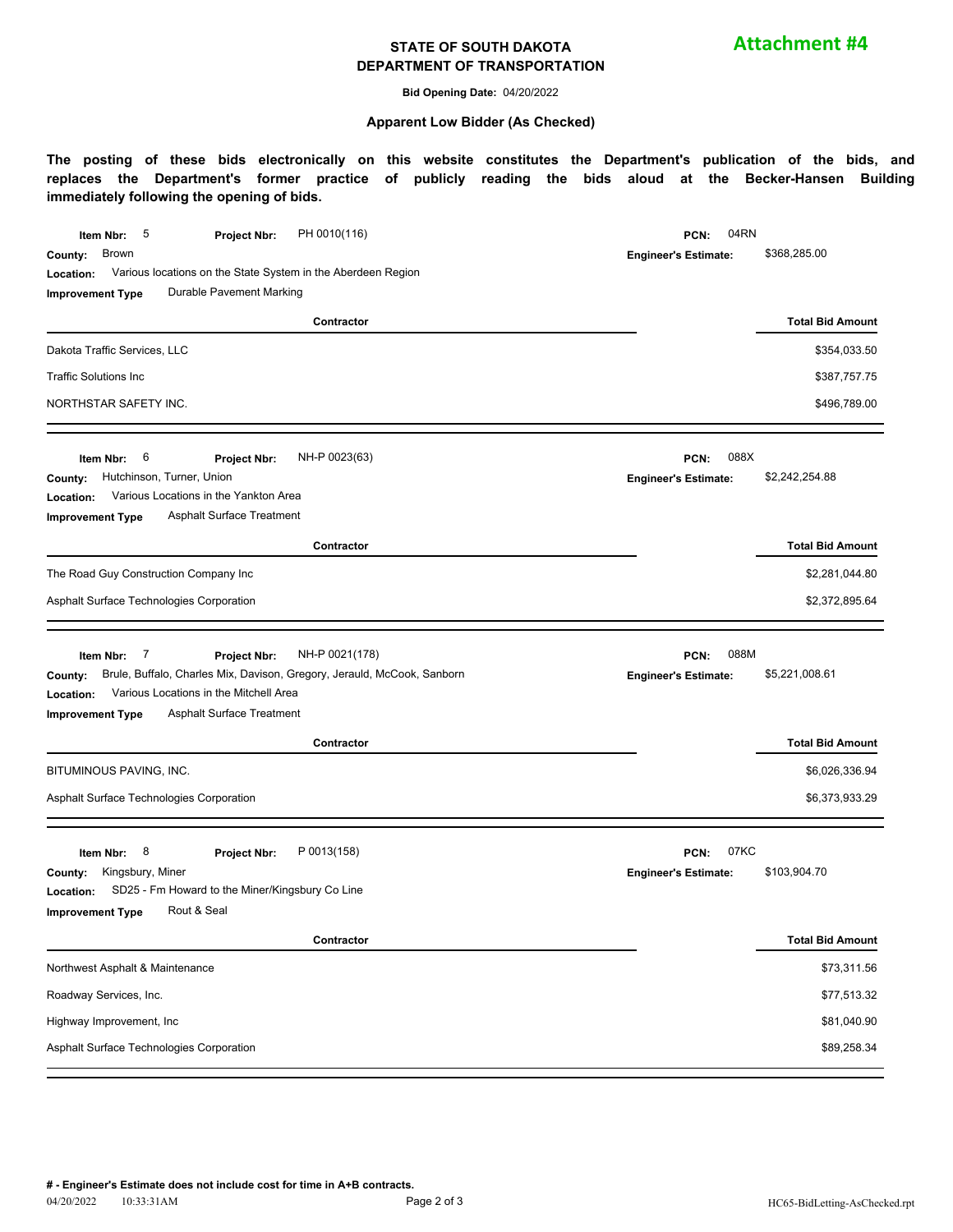# STATE OF SOUTH DAKOTA
# DEPARTMENT OF TRANSPORTATION

**Attachment #4**

**Bid Opening Date:** 04/20/2022

**Apparent Low Bidder (As Checked)**

**The posting of these bids electronically on this website constitutes the Department's publication of the bids, and replaces the Department's former practice of publicly reading the bids aloud at the Becker-Hansen Building immediately following the opening of bids.**

**Item Nbr:** 5 **Project Nbr:** PH 0010(116) **PCN:** 04RN
**County:** Brown **Engineer's Estimate:** $368,285.00
**Location:** Various locations on the State System in the Aberdeen Region
**Improvement Type** Durable Pavement Marking

| Contractor | Total Bid Amount |
|---|---|
| Dakota Traffic Services, LLC | $354,033.50 |
| Traffic Solutions Inc | $387,757.75 |
| NORTHSTAR SAFETY INC. | $496,789.00 |

**Item Nbr:** 6 **Project Nbr:** NH-P 0023(63) **PCN:** 088X
**County:** Hutchinson, Turner, Union **Engineer's Estimate:** $2,242,254.88
**Location:** Various Locations in the Yankton Area
**Improvement Type** Asphalt Surface Treatment

| Contractor | Total Bid Amount |
|---|---|
| The Road Guy Construction Company Inc | $2,281,044.80 |
| Asphalt Surface Technologies Corporation | $2,372,895.64 |

**Item Nbr:** 7 **Project Nbr:** NH-P 0021(178) **PCN:** 088M
**County:** Brule, Buffalo, Charles Mix, Davison, Gregory, Jerauld, McCook, Sanborn **Engineer's Estimate:** $5,221,008.61
**Location:** Various Locations in the Mitchell Area
**Improvement Type** Asphalt Surface Treatment

| Contractor | Total Bid Amount |
|---|---|
| BITUMINOUS PAVING, INC. | $6,026,336.94 |
| Asphalt Surface Technologies Corporation | $6,373,933.29 |

**Item Nbr:** 8 **Project Nbr:** P 0013(158) **PCN:** 07KC
**County:** Kingsbury, Miner **Engineer's Estimate:** $103,904.70
**Location:** SD25 - Fm Howard to the Miner/Kingsbury Co Line
**Improvement Type** Rout & Seal

| Contractor | Total Bid Amount |
|---|---|
| Northwest Asphalt & Maintenance | $73,311.56 |
| Roadway Services, Inc. | $77,513.32 |
| Highway Improvement, Inc | $81,040.90 |
| Asphalt Surface Technologies Corporation | $89,258.34 |

**# - Engineer's Estimate does not include cost for time in A+B contracts.**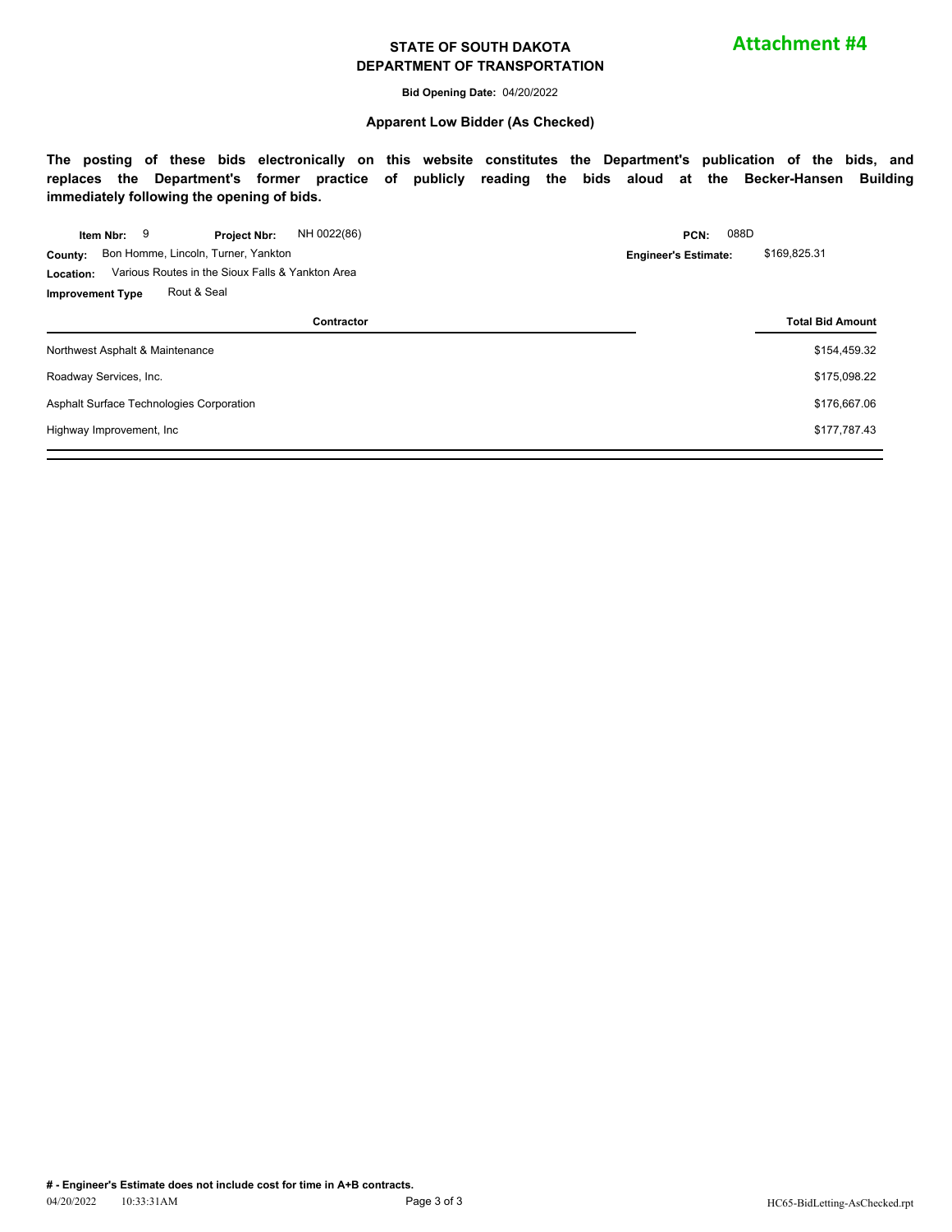**Attachment #4**

## STATE OF SOUTH DAKOTA
## DEPARTMENT OF TRANSPORTATION

**Bid Opening Date:** 04/20/2022

**Apparent Low Bidder (As Checked)**

**The posting of these bids electronically on this website constitutes the Department's publication of the bids, and replaces the Department's former practice of publicly reading the bids aloud at the Becker-Hansen Building immediately following the opening of bids.**

**Item Nbr:** 9 **Project Nbr:** NH 0022(86) **PCN:** 088D

**County:** Bon Homme, Lincoln, Turner, Yankton **Engineer's Estimate:** $169,825.31

**Location:** Various Routes in the Sioux Falls & Yankton Area

**Improvement Type** Rout & Seal

| Contractor | Total Bid Amount |
|---|---|
| Northwest Asphalt & Maintenance | $154,459.32 |
| Roadway Services, Inc. | $175,098.22 |
| Asphalt Surface Technologies Corporation | $176,667.06 |
| Highway Improvement, Inc | $177,787.43 |

**# - Engineer's Estimate does not include cost for time in A+B contracts.**

04/20/2022 10:33:31AM HC65-BidLetting-AsChecked.rpt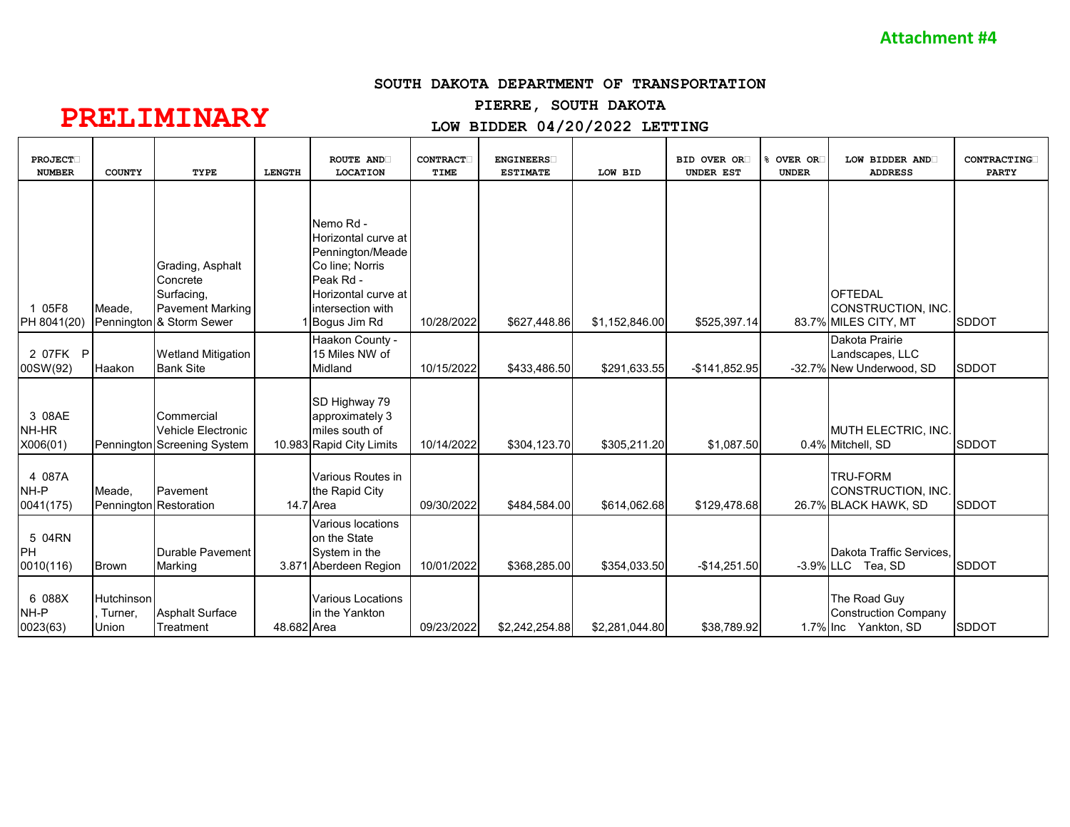**Attachment #4**

**PRELIMINARY**

**SOUTH DAKOTA DEPARTMENT OF TRANSPORTATION**

**PIERRE, SOUTH DAKOTA**

**LOW BIDDER 04/20/2022 LETTING**

| PROJECT NUMBER | COUNTY | TYPE | LENGTH | ROUTE AND LOCATION | CONTRACT TIME | ENGINEERS ESTIMATE | LOW BID | BID OVER OR UNDER EST | % OVER OR UNDER | LOW BIDDER AND ADDRESS | CONTRACTING PARTY |
|---|---|---|---|---|---|---|---|---|---|---|---|
| 1 05F8 PH 8041(20) | Meade, Pennington | Grading, Asphalt Concrete Surfacing, Pavement Marking & Storm Sewer | 1 | Nemo Rd - Horizontal curve at Pennington/Meade Co line; Norris Peak Rd - Horizontal curve at intersection with Bogus Jim Rd | 10/28/2022 | $627,448.86 | $1,152,846.00 | $525,397.14 | 83.7% | OFTEDAL CONSTRUCTION, INC. MILES CITY, MT | SDDOT |
| 2 07FK P 00SW(92) | Haakon | Wetland Mitigation Bank Site | | Haakon County - 15 Miles NW of Midland | 10/15/2022 | $433,486.50 | $291,633.55 | -$141,852.95 | -32.7% | Dakota Prairie Landscapes, LLC New Underwood, SD | SDDOT |
| 3 08AE NH-HR X006(01) | Pennington | Commercial Vehicle Electronic Screening System | 10.983 | SD Highway 79 approximately 3 miles south of Rapid City Limits | 10/14/2022 | $304,123.70 | $305,211.20 | $1,087.50 | 0.4% | MUTH ELECTRIC, INC. Mitchell, SD | SDDOT |
| 4 087A NH-P 0041(175) | Meade, Pennington | Pavement Restoration | 14.7 | Various Routes in the Rapid City Area | 09/30/2022 | $484,584.00 | $614,062.68 | $129,478.68 | 26.7% | TRU-FORM CONSTRUCTION, INC. BLACK HAWK, SD | SDDOT |
| 5 04RN PH 0010(116) | Brown | Durable Pavement Marking | 3.871 | Various locations on the State System in the Aberdeen Region | 10/01/2022 | $368,285.00 | $354,033.50 | -$14,251.50 | -3.9% | Dakota Traffic Services, LLC Tea, SD | SDDOT |
| 6 088X NH-P 0023(63) | Hutchinson, Turner, Union | Asphalt Surface Treatment | 48.682 | Various Locations in the Yankton Area | 09/23/2022 | $2,242,254.88 | $2,281,044.80 | $38,789.92 | 1.7% | The Road Guy Construction Company Inc Yankton, SD | SDDOT |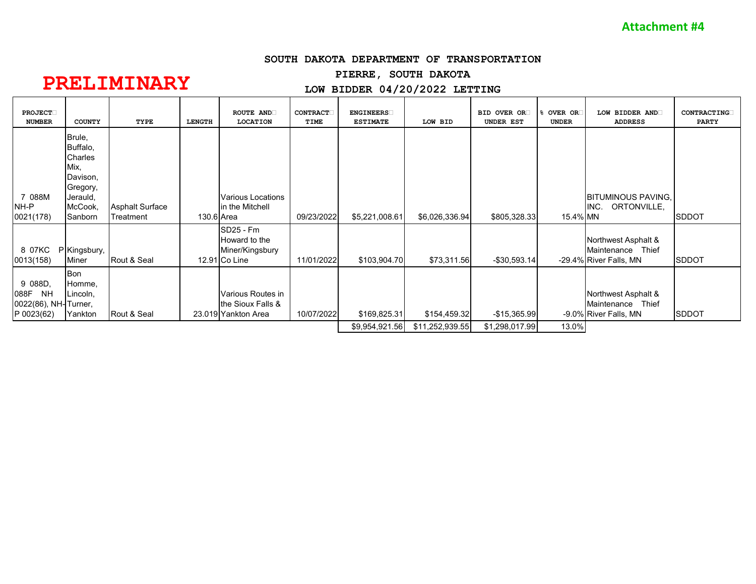Attachment #4

**PRELIMINARY**

# SOUTH DAKOTA DEPARTMENT OF TRANSPORTATION

## PIERRE, SOUTH DAKOTA

## LOW BIDDER 04/20/2022 LETTING

| PROJECT NUMBER | COUNTY | TYPE | LENGTH | ROUTE AND LOCATION | CONTRACT TIME | ENGINEERS ESTIMATE | LOW BID | BID OVER OR UNDER EST | % OVER OR UNDER | LOW BIDDER AND ADDRESS | CONTRACTING PARTY |
|---|---|---|---|---|---|---|---|---|---|---|---|
| 7 088M NH-P 0021(178) | Brule, Buffalo, Charles Mix, Davison, Gregory, Jerauld, McCook, Sanborn | Asphalt Surface Treatment | 130.6 | Various Locations in the Mitchell Area | 09/23/2022 | $5,221,008.61 | $6,026,336.94 | $805,328.33 | 15.4% | BITUMINOUS PAVING, INC. ORTONVILLE, MN | SDDOT |
| 8 07KC P 0013(158) | Kingsbury, Miner | Rout & Seal | 12.91 | SD25 - Fm Howard to the Miner/Kingsbury Co Line | 11/01/2022 | $103,904.70 | $73,311.56 | -$30,593.14 | -29.4% | Northwest Asphalt & Maintenance Thief River Falls, MN | SDDOT |
| 9 088D, 088F NH 0022(86), NH-P 0023(62) | Bon Homme, Lincoln, Turner, Yankton | Rout & Seal | 23.019 | Various Routes in the Sioux Falls & Yankton Area | 10/07/2022 | $169,825.31 | $154,459.32 | -$15,365.99 | -9.0% | Northwest Asphalt & Maintenance Thief River Falls, MN | SDDOT |
| | | | | | | $9,954,921.56 | $11,252,939.55 | $1,298,017.99 | 13.0% | | |